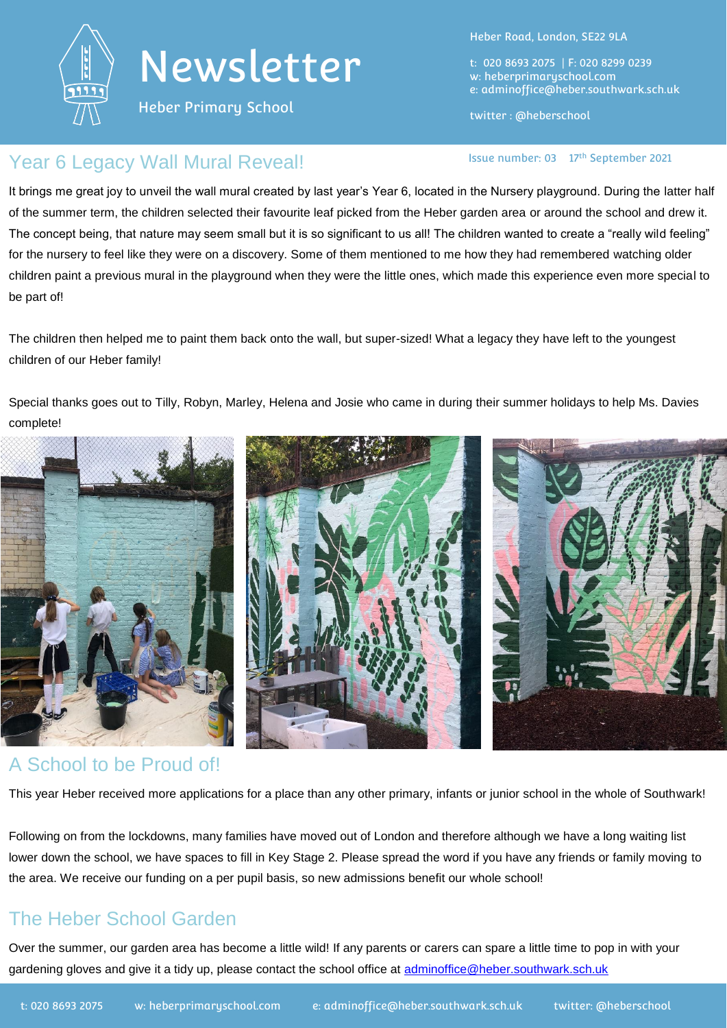# Newsletter

Heber Primary School

Heber Road, London, SE22 9LA

t: 020 8693 2075 | F: 020 8299 0239
w: heberprimaryschool.com
e: adminoffice@heber.southwark.sch.uk

twitter : @heberschool

## Year 6 Legacy Wall Mural Reveal!

Issue number: 03 17th September 2021

It brings me great joy to unveil the wall mural created by last year's Year 6, located in the Nursery playground. During the latter half of the summer term, the children selected their favourite leaf picked from the Heber garden area or around the school and drew it. The concept being, that nature may seem small but it is so significant to us all! The children wanted to create a "really wild feeling" for the nursery to feel like they were on a discovery. Some of them mentioned to me how they had remembered watching older children paint a previous mural in the playground when they were the little ones, which made this experience even more special to be part of!

The children then helped me to paint them back onto the wall, but super-sized! What a legacy they have left to the youngest children of our Heber family!

Special thanks goes out to Tilly, Robyn, Marley, Helena and Josie who came in during their summer holidays to help Ms. Davies complete!

## A School to be Proud of!

This year Heber received more applications for a place than any other primary, infants or junior school in the whole of Southwark!

Following on from the lockdowns, many families have moved out of London and therefore although we have a long waiting list lower down the school, we have spaces to fill in Key Stage 2. Please spread the word if you have any friends or family moving to the area. We receive our funding on a per pupil basis, so new admissions benefit our whole school!

## The Heber School Garden

Over the summer, our garden area has become a little wild! If any parents or carers can spare a little time to pop in with your gardening gloves and give it a tidy up, please contact the school office at adminoffice@heber.southwark.sch.uk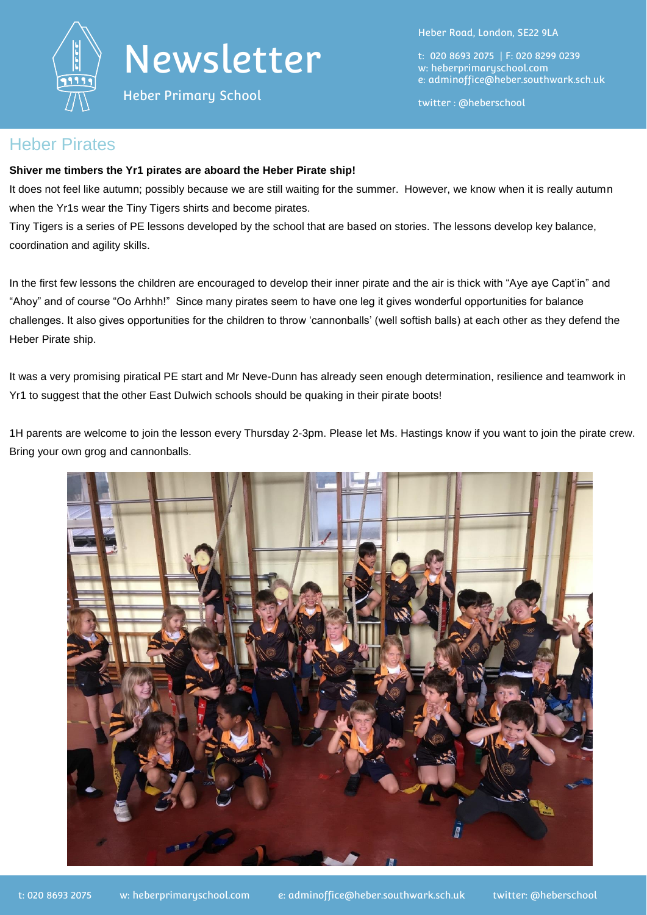# Newsletter

Heber Primary School

Heber Road, London, SE22 9LA

t: 020 8693 2075 | F: 020 8299 0239
w: heberprimaryschool.com
e: adminoffice@heber.southwark.sch.uk

twitter : @heberschool

## Heber Pirates

**Shiver me timbers the Yr1 pirates are aboard the Heber Pirate ship!**

It does not feel like autumn; possibly because we are still waiting for the summer. However, we know when it is really autumn when the Yr1s wear the Tiny Tigers shirts and become pirates.

Tiny Tigers is a series of PE lessons developed by the school that are based on stories. The lessons develop key balance, coordination and agility skills.

In the first few lessons the children are encouraged to develop their inner pirate and the air is thick with "Aye aye Capt'in" and "Ahoy" and of course "Oo Arhhh!" Since many pirates seem to have one leg it gives wonderful opportunities for balance challenges. It also gives opportunities for the children to throw 'cannonballs' (well softish balls) at each other as they defend the Heber Pirate ship.

It was a very promising piratical PE start and Mr Neve-Dunn has already seen enough determination, resilience and teamwork in Yr1 to suggest that the other East Dulwich schools should be quaking in their pirate boots!

1H parents are welcome to join the lesson every Thursday 2-3pm. Please let Ms. Hastings know if you want to join the pirate crew. Bring your own grog and cannonballs.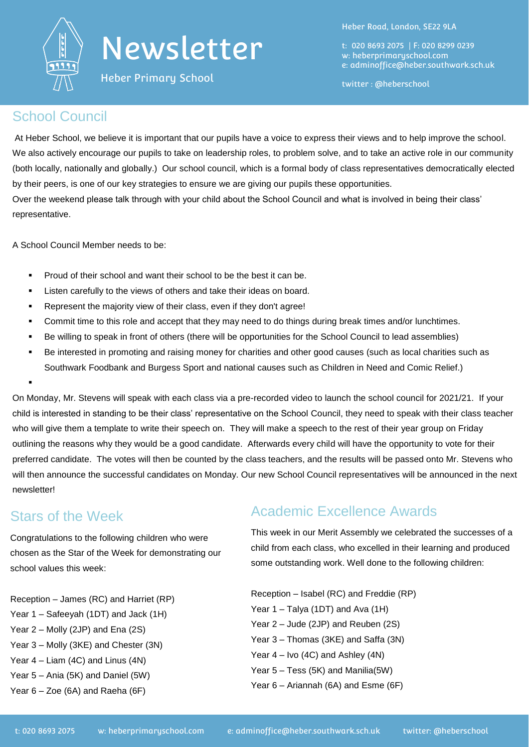# Newsletter

Heber Primary School

Heber Road, London, SE22 9LA

t: 020 8693 2075 | F: 020 8299 0239
w: heberprimaryschool.com
e: adminoffice@heber.southwark.sch.uk

twitter : @heberschool

## School Council

At Heber School, we believe it is important that our pupils have a voice to express their views and to help improve the school. We also actively encourage our pupils to take on leadership roles, to problem solve, and to take an active role in our community (both locally, nationally and globally.) Our school council, which is a formal body of class representatives democratically elected by their peers, is one of our key strategies to ensure we are giving our pupils these opportunities.
Over the weekend please talk through with your child about the School Council and what is involved in being their class' representative.

A School Council Member needs to be:

- Proud of their school and want their school to be the best it can be.
- Listen carefully to the views of others and take their ideas on board.
- Represent the majority view of their class, even if they don't agree!
- Commit time to this role and accept that they may need to do things during break times and/or lunchtimes.
- Be willing to speak in front of others (there will be opportunities for the School Council to lead assemblies)
- Be interested in promoting and raising money for charities and other good causes (such as local charities such as Southwark Foodbank and Burgess Sport and national causes such as Children in Need and Comic Relief.)

On Monday, Mr. Stevens will speak with each class via a pre-recorded video to launch the school council for 2021/21. If your child is interested in standing to be their class' representative on the School Council, they need to speak with their class teacher who will give them a template to write their speech on. They will make a speech to the rest of their year group on Friday outlining the reasons why they would be a good candidate. Afterwards every child will have the opportunity to vote for their preferred candidate. The votes will then be counted by the class teachers, and the results will be passed onto Mr. Stevens who will then announce the successful candidates on Monday. Our new School Council representatives will be announced in the next newsletter!

## Stars of the Week

Congratulations to the following children who were chosen as the Star of the Week for demonstrating our school values this week:

Reception – James (RC) and Harriet (RP)
Year 1 – Safeeyah (1DT) and Jack (1H)
Year 2 – Molly (2JP) and Ena (2S)
Year 3 – Molly (3KE) and Chester (3N)
Year 4 – Liam (4C) and Linus (4N)
Year 5 – Ania (5K) and Daniel (5W)
Year 6 – Zoe (6A) and Raeha (6F)

## Academic Excellence Awards

This week in our Merit Assembly we celebrated the successes of a child from each class, who excelled in their learning and produced some outstanding work. Well done to the following children:

Reception – Isabel (RC) and Freddie (RP)
Year 1 – Talya (1DT) and Ava (1H)
Year 2 – Jude (2JP) and Reuben (2S)
Year 3 – Thomas (3KE) and Saffa (3N)
Year 4 – Ivo (4C) and Ashley (4N)
Year 5 – Tess (5K) and Manilia(5W)
Year 6 – Ariannah (6A) and Esme (6F)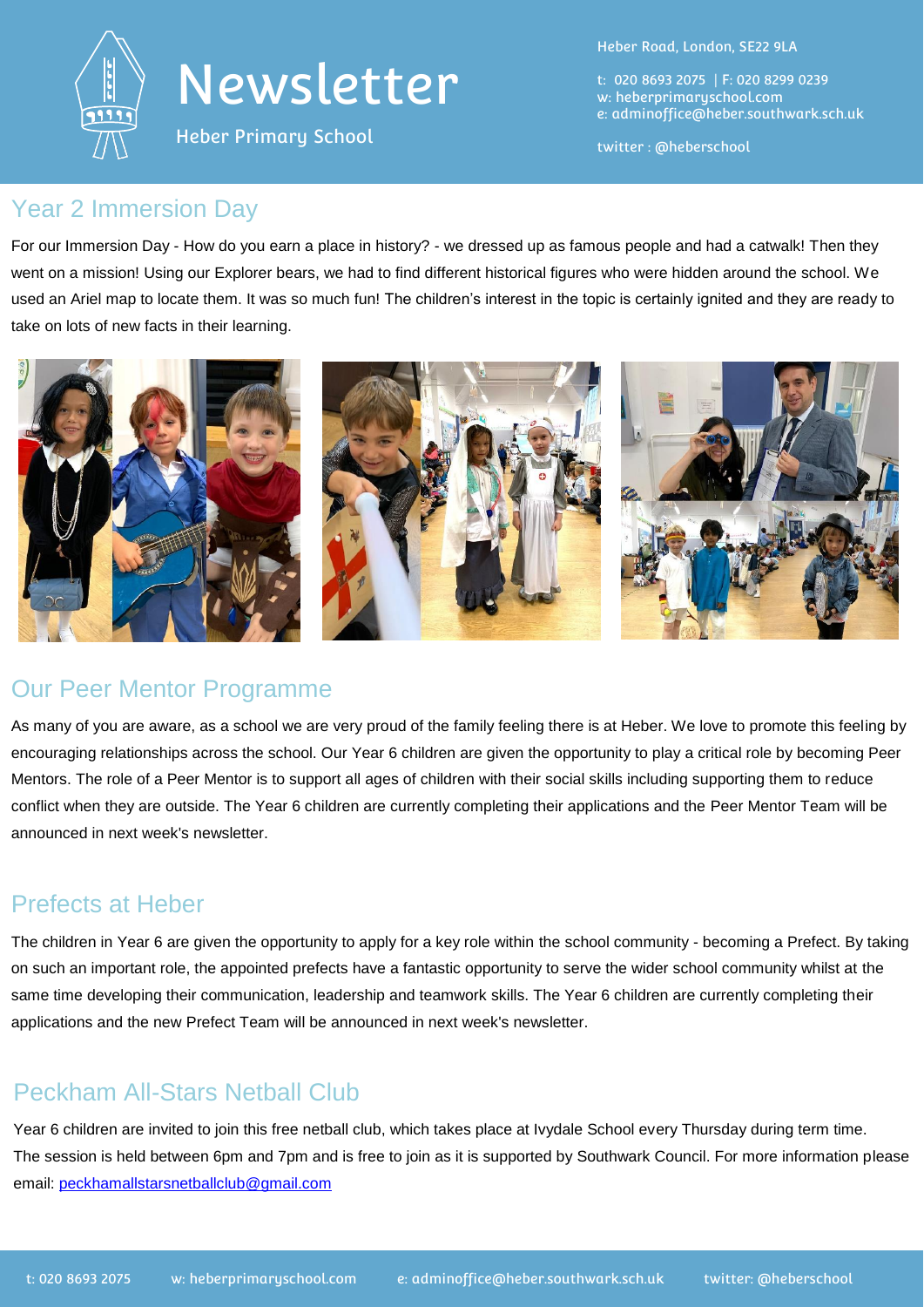# Newsletter

Heber Primary School

Heber Road, London, SE22 9LA

t: 020 8693 2075 | F: 020 8299 0239
w: heberprimaryschool.com
e: adminoffice@heber.southwark.sch.uk

twitter : @heberschool

## Year 2 Immersion Day

For our Immersion Day - How do you earn a place in history? - we dressed up as famous people and had a catwalk! Then they went on a mission! Using our Explorer bears, we had to find different historical figures who were hidden around the school. We used an Ariel map to locate them. It was so much fun! The children's interest in the topic is certainly ignited and they are ready to take on lots of new facts in their learning.

## Our Peer Mentor Programme

As many of you are aware, as a school we are very proud of the family feeling there is at Heber. We love to promote this feeling by encouraging relationships across the school. Our Year 6 children are given the opportunity to play a critical role by becoming Peer Mentors. The role of a Peer Mentor is to support all ages of children with their social skills including supporting them to reduce conflict when they are outside. The Year 6 children are currently completing their applications and the Peer Mentor Team will be announced in next week's newsletter.

## Prefects at Heber

The children in Year 6 are given the opportunity to apply for a key role within the school community - becoming a Prefect. By taking on such an important role, the appointed prefects have a fantastic opportunity to serve the wider school community whilst at the same time developing their communication, leadership and teamwork skills. The Year 6 children are currently completing their applications and the new Prefect Team will be announced in next week's newsletter.

## Peckham All-Stars Netball Club

Year 6 children are invited to join this free netball club, which takes place at Ivydale School every Thursday during term time. The session is held between 6pm and 7pm and is free to join as it is supported by Southwark Council. For more information please email: peckhamallstarsnetballclub@gmail.com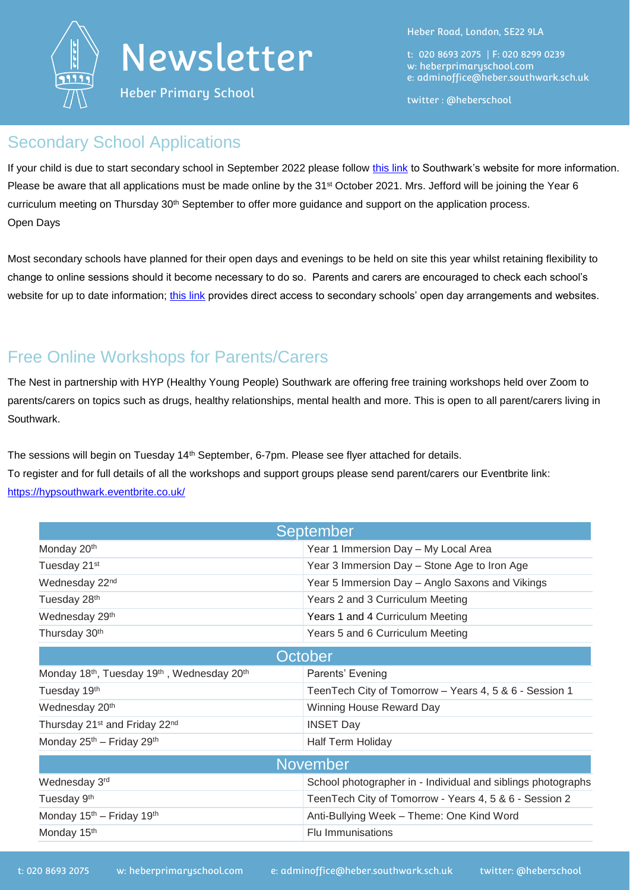# Newsletter

Heber Primary School

Heber Road, London, SE22 9LA

t: 020 8693 2075 | F: 020 8299 0239
w: heberprimaryschool.com
e: adminoffice@heber.southwark.sch.uk

twitter : @heberschool

## Secondary School Applications

If your child is due to start secondary school in September 2022 please follow this link to Southwark's website for more information. Please be aware that all applications must be made online by the 31st October 2021. Mrs. Jefford will be joining the Year 6 curriculum meeting on Thursday 30th September to offer more guidance and support on the application process.

Open Days

Most secondary schools have planned for their open days and evenings to be held on site this year whilst retaining flexibility to change to online sessions should it become necessary to do so. Parents and carers are encouraged to check each school's website for up to date information; this link provides direct access to secondary schools' open day arrangements and websites.

## Free Online Workshops for Parents/Carers

The Nest in partnership with HYP (Healthy Young People) Southwark are offering free training workshops held over Zoom to parents/carers on topics such as drugs, healthy relationships, mental health and more. This is open to all parent/carers living in Southwark.

The sessions will begin on Tuesday 14th September, 6-7pm. Please see flyer attached for details.
To register and for full details of all the workshops and support groups please send parent/carers our Eventbrite link:
https://hypsouthwark.eventbrite.co.uk/

| | |
|---|---|
| **September** | |
| Monday 20th | Year 1 Immersion Day – My Local Area |
| Tuesday 21st | Year 3 Immersion Day – Stone Age to Iron Age |
| Wednesday 22nd | Year 5 Immersion Day – Anglo Saxons and Vikings |
| Tuesday 28th | Years 2 and 3 Curriculum Meeting |
| Wednesday 29th | Years 1 and 4 Curriculum Meeting |
| Thursday 30th | Years 5 and 6 Curriculum Meeting |
| **October** | |
| Monday 18th, Tuesday 19th , Wednesday 20th | Parents' Evening |
| Tuesday 19th | TeenTech City of Tomorrow – Years 4, 5 & 6 - Session 1 |
| Wednesday 20th | Winning House Reward Day |
| Thursday 21st and Friday 22nd | INSET Day |
| Monday 25th – Friday 29th | Half Term Holiday |
| **November** | |
| Wednesday 3rd | School photographer in - Individual and siblings photographs |
| Tuesday 9th | TeenTech City of Tomorrow - Years 4, 5 & 6 - Session 2 |
| Monday 15th – Friday 19th | Anti-Bullying Week – Theme: One Kind Word |
| Monday 15th | Flu Immunisations |